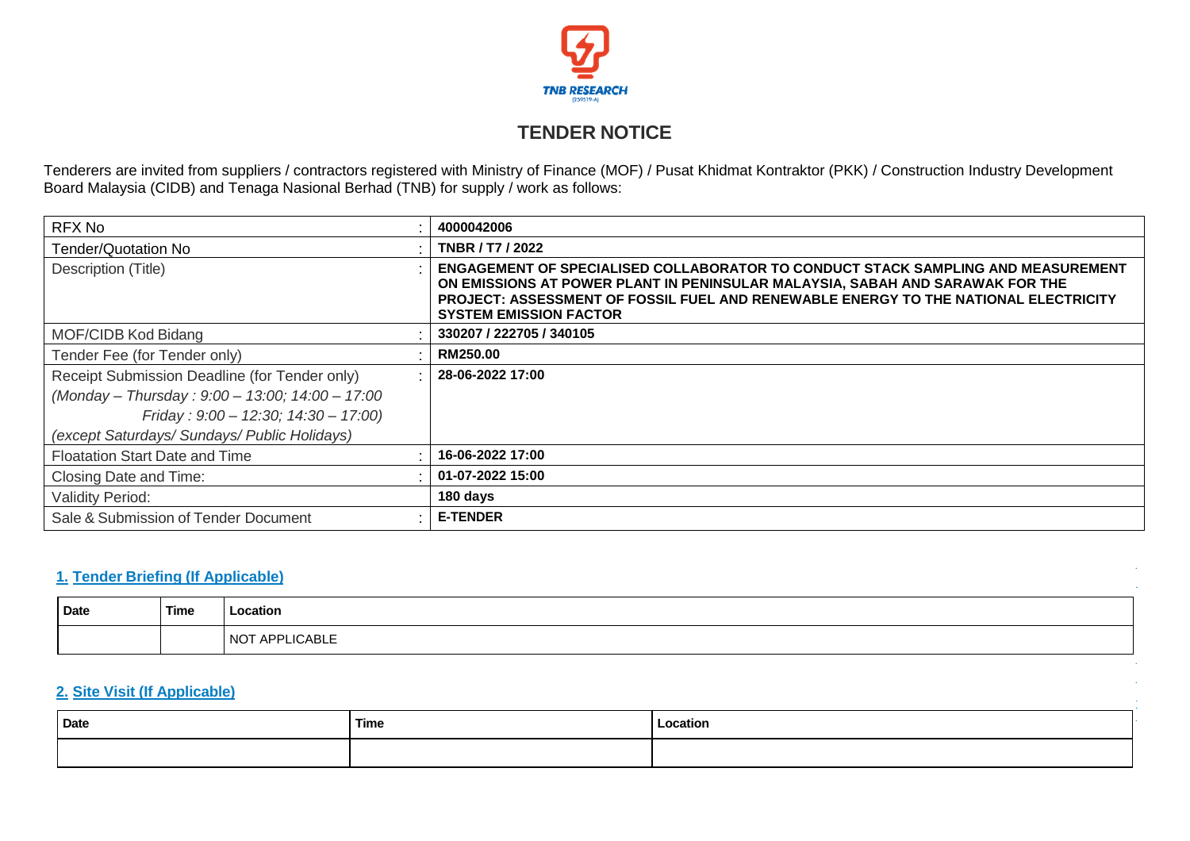TNB RESEARCH

# TENDER NOTICE

Tenderers are invited from suppliers / contractors registered with Ministry of Finance (MOF) / Pusat Khidmat Kontraktor (PKK) / Construction Industry Development Board Malaysia (CIDB) and Tenaga Nasional Berhad (TNB) for supply / work as follows:

| | | |
|---|---|---|
| RFX No | : | **4000042006** |
| Tender/Quotation No | : | **TNBR / T7 / 2022** |
| Description (Title) | : | **ENGAGEMENT OF SPECIALISED COLLABORATOR TO CONDUCT STACK SAMPLING AND MEASUREMENT ON EMISSIONS AT POWER PLANT IN PENINSULAR MALAYSIA, SABAH AND SARAWAK FOR THE PROJECT: ASSESSMENT OF FOSSIL FUEL AND RENEWABLE ENERGY TO THE NATIONAL ELECTRICITY SYSTEM EMISSION FACTOR** |
| MOF/CIDB Kod Bidang | : | **330207 / 222705 / 340105** |
| Tender Fee (for Tender only) | : | **RM250.00** |
| Receipt Submission Deadline (for Tender only) *(Monday – Thursday : 9:00 – 13:00; 14:00 – 17:00 Friday : 9:00 – 12:30; 14:30 – 17:00) (except Saturdays/ Sundays/ Public Holidays)* | : | **28-06-2022 17:00** |
| Floatation Start Date and Time | : | **16-06-2022 17:00** |
| Closing Date and Time: | : | **01-07-2022 15:00** |
| Validity Period: | | **180 days** |
| Sale & Submission of Tender Document | : | **E-TENDER** |

## 1. Tender Briefing (If Applicable)

| Date | Time | Location |
|---|---|---|
| | | NOT APPLICABLE |

## 2. Site Visit (If Applicable)

| Date | Time | Location |
|---|---|---|
| | | |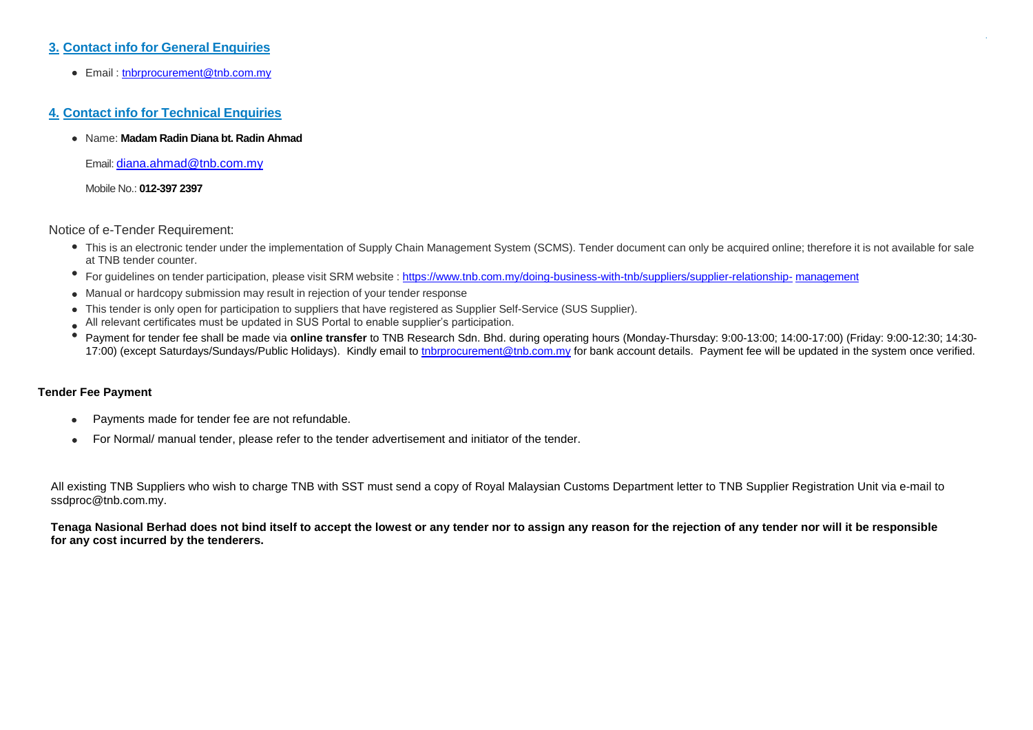## 3. Contact info for General Enquiries

- Email : tnbrprocurement@tnb.com.my

## 4. Contact info for Technical Enquiries

- Name: **Madam Radin Diana bt. Radin Ahmad**

  Email: diana.ahmad@tnb.com.my

  Mobile No.: **012-397 2397**

Notice of e-Tender Requirement:

- This is an electronic tender under the implementation of Supply Chain Management System (SCMS). Tender document can only be acquired online; therefore it is not available for sale at TNB tender counter.
- For guidelines on tender participation, please visit SRM website : https://www.tnb.com.my/doing-business-with-tnb/suppliers/supplier-relationship- management
- Manual or hardcopy submission may result in rejection of your tender response
- This tender is only open for participation to suppliers that have registered as Supplier Self-Service (SUS Supplier).
- All relevant certificates must be updated in SUS Portal to enable supplier's participation.
- Payment for tender fee shall be made via **online transfer** to TNB Research Sdn. Bhd. during operating hours (Monday-Thursday: 9:00-13:00; 14:00-17:00) (Friday: 9:00-12:30; 14:30-17:00) (except Saturdays/Sundays/Public Holidays). Kindly email to tnbrprocurement@tnb.com.my for bank account details. Payment fee will be updated in the system once verified.

**Tender Fee Payment**

- Payments made for tender fee are not refundable.
- For Normal/ manual tender, please refer to the tender advertisement and initiator of the tender.

All existing TNB Suppliers who wish to charge TNB with SST must send a copy of Royal Malaysian Customs Department letter to TNB Supplier Registration Unit via e-mail to ssdproc@tnb.com.my.

**Tenaga Nasional Berhad does not bind itself to accept the lowest or any tender nor to assign any reason for the rejection of any tender nor will it be responsible for any cost incurred by the tenderers.**